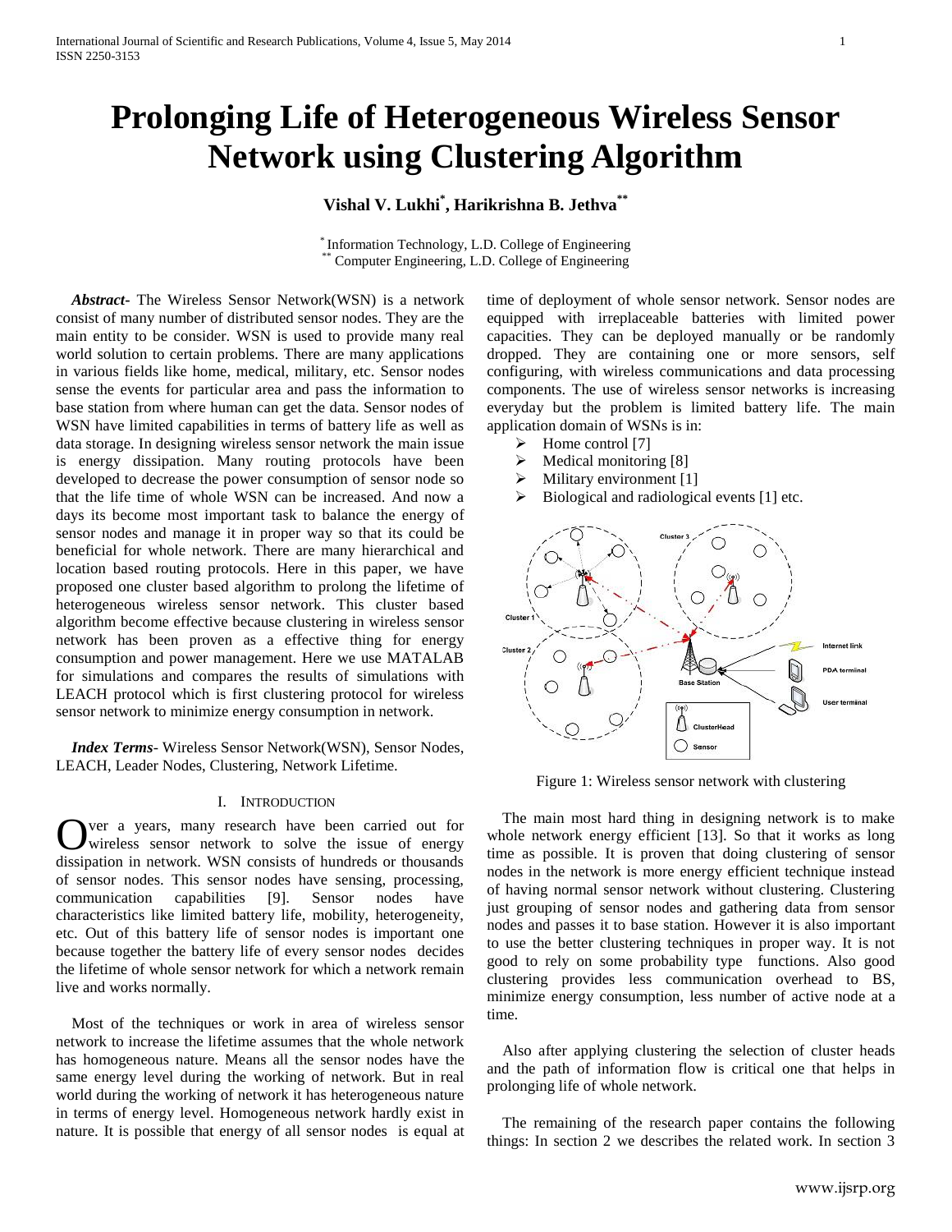# Prolonging Life of Heterogeneous Wireless Sensor Network using Clustering Algorithm

**Vishal V. Lukhi[*], Harikrishna B. Jethva[**]**

[*] Information Technology, L.D. College of Engineering
[**] Computer Engineering, L.D. College of Engineering

***Abstract***- The Wireless Sensor Network(WSN) is a network consist of many number of distributed sensor nodes. They are the main entity to be consider. WSN is used to provide many real world solution to certain problems. There are many applications in various fields like home, medical, military, etc. Sensor nodes sense the events for particular area and pass the information to base station from where human can get the data. Sensor nodes of WSN have limited capabilities in terms of battery life as well as data storage. In designing wireless sensor network the main issue is energy dissipation. Many routing protocols have been developed to decrease the power consumption of sensor node so that the life time of whole WSN can be increased. And now a days its become most important task to balance the energy of sensor nodes and manage it in proper way so that its could be beneficial for whole network. There are many hierarchical and location based routing protocols. Here in this paper, we have proposed one cluster based algorithm to prolong the lifetime of heterogeneous wireless sensor network. This cluster based algorithm become effective because clustering in wireless sensor network has been proven as a effective thing for energy consumption and power management. Here we use MATLAB for simulations and compares the results of simulations with LEACH protocol which is first clustering protocol for wireless sensor network to minimize energy consumption in network.

***Index Terms***- Wireless Sensor Network(WSN), Sensor Nodes, LEACH, Leader Nodes, Clustering, Network Lifetime.

## I. INTRODUCTION

Over a years, many research have been carried out for wireless sensor network to solve the issue of energy dissipation in network. WSN consists of hundreds or thousands of sensor nodes. This sensor nodes have sensing, processing, communication capabilities [9]. Sensor nodes have characteristics like limited battery life, mobility, heterogeneity, etc. Out of this battery life of sensor nodes is important one because together the battery life of every sensor nodes decides the lifetime of whole sensor network for which a network remain live and works normally.

Most of the techniques or work in area of wireless sensor network to increase the lifetime assumes that the whole network has homogeneous nature. Means all the sensor nodes have the same energy level during the working of network. But in real world during the working of network it has heterogeneous nature in terms of energy level. Homogeneous network hardly exist in nature. It is possible that energy of all sensor nodes is equal at time of deployment of whole sensor network. Sensor nodes are equipped with irreplaceable batteries with limited power capacities. They can be deployed manually or be randomly dropped. They are containing one or more sensors, self configuring, with wireless communications and data processing components. The use of wireless sensor networks is increasing everyday but the problem is limited battery life. The main application domain of WSNs is in:

- Home control [7]
- Medical monitoring [8]
- Military environment [1]
- Biological and radiological events [1] etc.

Figure 1: Wireless sensor network with clustering

The main most hard thing in designing network is to make whole network energy efficient [13]. So that it works as long time as possible. It is proven that doing clustering of sensor nodes in the network is more energy efficient technique instead of having normal sensor network without clustering. Clustering just grouping of sensor nodes and gathering data from sensor nodes and passes it to base station. However it is also important to use the better clustering techniques in proper way. It is not good to rely on some probability type functions. Also good clustering provides less communication overhead to BS, minimize energy consumption, less number of active node at a time.

Also after applying clustering the selection of cluster heads and the path of information flow is critical one that helps in prolonging life of whole network.

The remaining of the research paper contains the following things: In section 2 we describes the related work. In section 3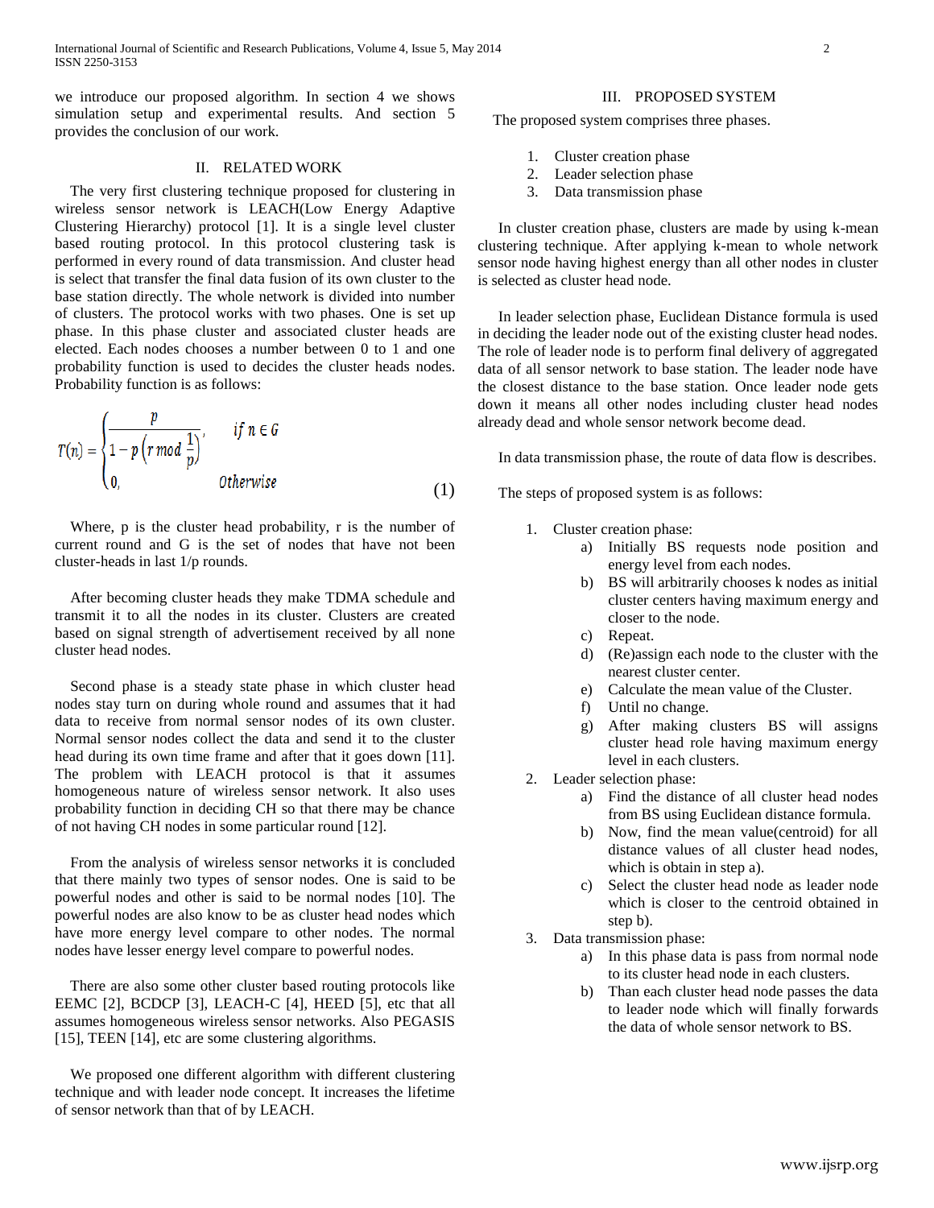we introduce our proposed algorithm. In section 4 we shows simulation setup and experimental results. And section 5 provides the conclusion of our work.

## II. RELATED WORK

The very first clustering technique proposed for clustering in wireless sensor network is LEACH(Low Energy Adaptive Clustering Hierarchy) protocol [1]. It is a single level cluster based routing protocol. In this protocol clustering task is performed in every round of data transmission. And cluster head is select that transfer the final data fusion of its own cluster to the base station directly. The whole network is divided into number of clusters. The protocol works with two phases. One is set up phase. In this phase cluster and associated cluster heads are elected. Each nodes chooses a number between 0 to 1 and one probability function is used to decides the cluster heads nodes. Probability function is as follows:

$$T(n) = \begin{cases} \dfrac{p}{1 - p\left(r \bmod \dfrac{1}{p}\right)}, & \text{if } n \in G \\ 0, & \text{Otherwise} \end{cases} \tag{1}$$

Where, p is the cluster head probability, r is the number of current round and G is the set of nodes that have not been cluster-heads in last 1/p rounds.

After becoming cluster heads they make TDMA schedule and transmit it to all the nodes in its cluster. Clusters are created based on signal strength of advertisement received by all none cluster head nodes.

Second phase is a steady state phase in which cluster head nodes stay turn on during whole round and assumes that it had data to receive from normal sensor nodes of its own cluster. Normal sensor nodes collect the data and send it to the cluster head during its own time frame and after that it goes down [11]. The problem with LEACH protocol is that it assumes homogeneous nature of wireless sensor network. It also uses probability function in deciding CH so that there may be chance of not having CH nodes in some particular round [12].

From the analysis of wireless sensor networks it is concluded that there mainly two types of sensor nodes. One is said to be powerful nodes and other is said to be normal nodes [10]. The powerful nodes are also know to be as cluster head nodes which have more energy level compare to other nodes. The normal nodes have lesser energy level compare to powerful nodes.

There are also some other cluster based routing protocols like EEMC [2], BCDCP [3], LEACH-C [4], HEED [5], etc that all assumes homogeneous wireless sensor networks. Also PEGASIS [15], TEEN [14], etc are some clustering algorithms.

We proposed one different algorithm with different clustering technique and with leader node concept. It increases the lifetime of sensor network than that of by LEACH.

## III. PROPOSED SYSTEM

The proposed system comprises three phases.

1. Cluster creation phase
2. Leader selection phase
3. Data transmission phase

In cluster creation phase, clusters are made by using k-mean clustering technique. After applying k-mean to whole network sensor node having highest energy than all other nodes in cluster is selected as cluster head node.

In leader selection phase, Euclidean Distance formula is used in deciding the leader node out of the existing cluster head nodes. The role of leader node is to perform final delivery of aggregated data of all sensor network to base station. The leader node have the closest distance to the base station. Once leader node gets down it means all other nodes including cluster head nodes already dead and whole sensor network become dead.

In data transmission phase, the route of data flow is describes.

The steps of proposed system is as follows:

1. Cluster creation phase:
   a) Initially BS requests node position and energy level from each nodes.
   b) BS will arbitrarily chooses k nodes as initial cluster centers having maximum energy and closer to the node.
   c) Repeat.
   d) (Re)assign each node to the cluster with the nearest cluster center.
   e) Calculate the mean value of the Cluster.
   f) Until no change.
   g) After making clusters BS will assigns cluster head role having maximum energy level in each clusters.
2. Leader selection phase:
   a) Find the distance of all cluster head nodes from BS using Euclidean distance formula.
   b) Now, find the mean value(centroid) for all distance values of all cluster head nodes, which is obtain in step a).
   c) Select the cluster head node as leader node which is closer to the centroid obtained in step b).
3. Data transmission phase:
   a) In this phase data is pass from normal node to its cluster head node in each clusters.
   b) Than each cluster head node passes the data to leader node which will finally forwards the data of whole sensor network to BS.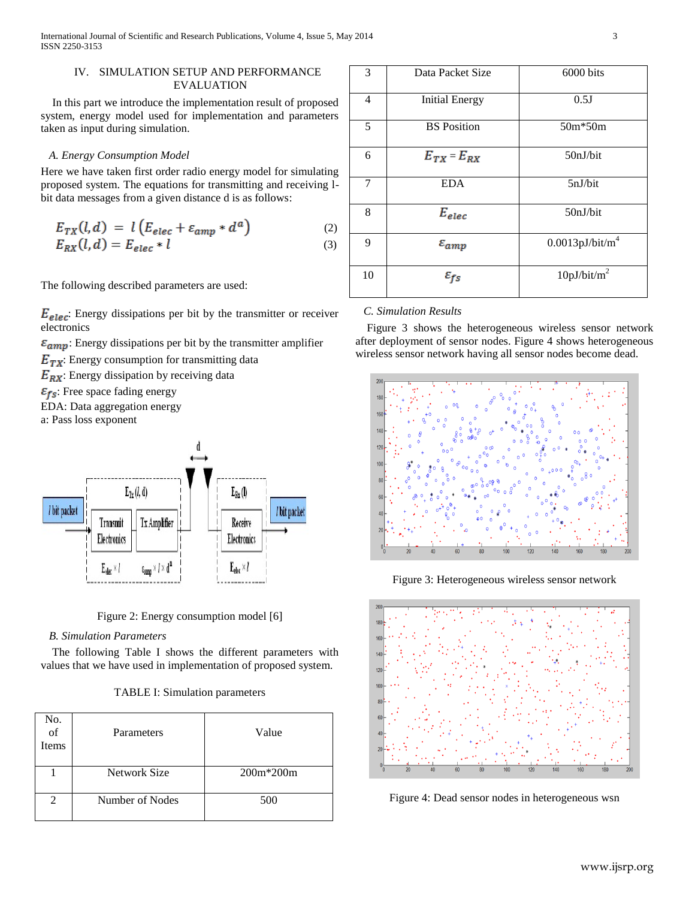## IV. SIMULATION SETUP AND PERFORMANCE EVALUATION

In this part we introduce the implementation result of proposed system, energy model used for implementation and parameters taken as input during simulation.

### A. Energy Consumption Model

Here we have taken first order radio energy model for simulating proposed system. The equations for transmitting and receiving l-bit data messages from a given distance d is as follows:

$$E_{TX}(l,d) = l\left(E_{elec} + \varepsilon_{amp} * d^{a}\right) \quad (2)$$
$$E_{RX}(l,d) = E_{elec} * l \quad (3)$$

The following described parameters are used:

$E_{elec}$: Energy dissipations per bit by the transmitter or receiver electronics
$\varepsilon_{amp}$: Energy dissipations per bit by the transmitter amplifier
$E_{TX}$: Energy consumption for transmitting data
$E_{RX}$: Energy dissipation by receiving data
$\varepsilon_{fs}$: Free space fading energy
EDA: Data aggregation energy
a: Pass loss exponent

Figure 2: Energy consumption model [6]

### B. Simulation Parameters

The following Table I shows the different parameters with values that we have used in implementation of proposed system.

TABLE I: Simulation parameters

| No. of Items | Parameters | Value |
|---|---|---|
| 1 | Network Size | 200m*200m |
| 2 | Number of Nodes | 500 |
| 3 | Data Packet Size | 6000 bits |
| 4 | Initial Energy | 0.5J |
| 5 | BS Position | 50m*50m |
| 6 | $E_{TX} = E_{RX}$ | 50nJ/bit |
| 7 | EDA | 5nJ/bit |
| 8 | $E_{elec}$ | 50nJ/bit |
| 9 | $\varepsilon_{amp}$ | 0.0013pJ/bit/m$^4$ |
| 10 | $\varepsilon_{fs}$ | 10pJ/bit/m$^2$ |

### C. Simulation Results

Figure 3 shows the heterogeneous wireless sensor network after deployment of sensor nodes. Figure 4 shows heterogeneous wireless sensor network having all sensor nodes become dead.

Figure 3: Heterogeneous wireless sensor network

Figure 4: Dead sensor nodes in heterogeneous wsn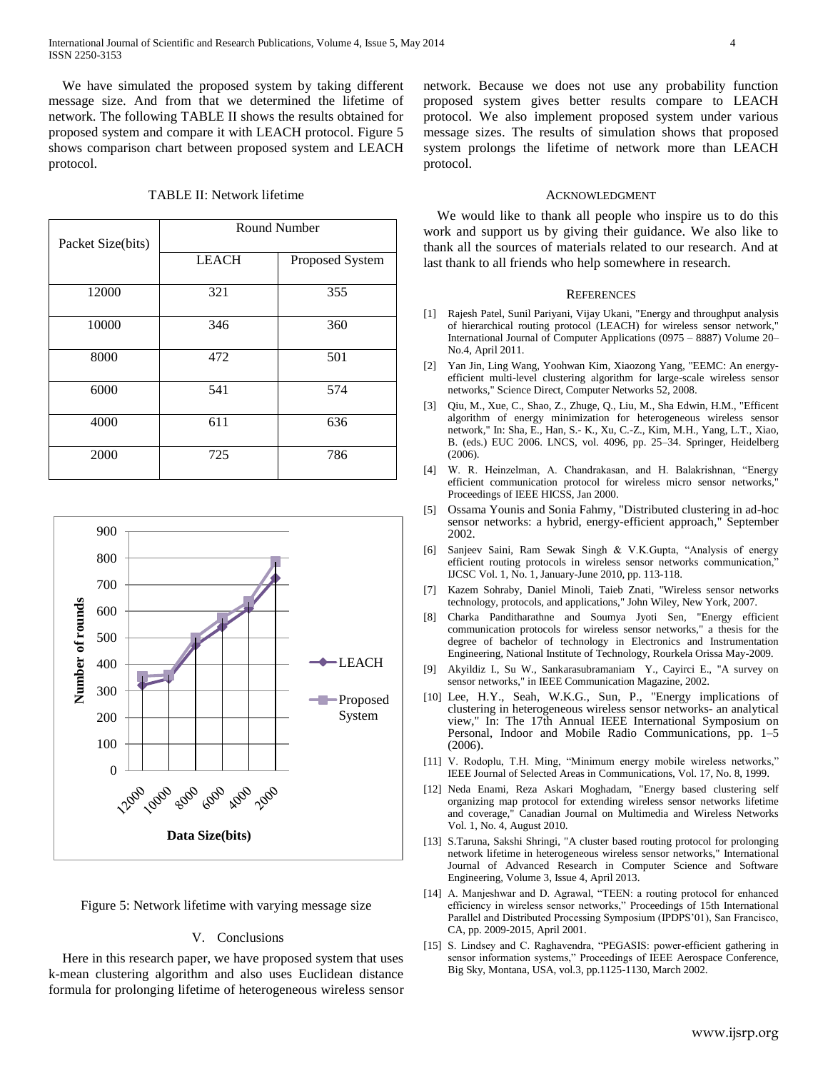We have simulated the proposed system by taking different message size. And from that we determined the lifetime of network. The following TABLE II shows the results obtained for proposed system and compare it with LEACH protocol. Figure 5 shows comparison chart between proposed system and LEACH protocol.

TABLE II: Network lifetime

| Packet Size(bits) | Round Number | |
|---|---|---|
| | LEACH | Proposed System |
| 12000 | 321 | 355 |
| 10000 | 346 | 360 |
| 8000 | 472 | 501 |
| 6000 | 541 | 574 |
| 4000 | 611 | 636 |
| 2000 | 725 | 786 |

Figure 5: Network lifetime with varying message size

## V. Conclusions

Here in this research paper, we have proposed system that uses k-mean clustering algorithm and also uses Euclidean distance formula for prolonging lifetime of heterogeneous wireless sensor network. Because we does not use any probability function proposed system gives better results compare to LEACH protocol. We also implement proposed system under various message sizes. The results of simulation shows that proposed system prolongs the lifetime of network more than LEACH protocol.

## Acknowledgment

We would like to thank all people who inspire us to do this work and support us by giving their guidance. We also like to thank all the sources of materials related to our research. And at last thank to all friends who help somewhere in research.

## References

[1] Rajesh Patel, Sunil Pariyani, Vijay Ukani, "Energy and throughput analysis of hierarchical routing protocol (LEACH) for wireless sensor network," International Journal of Computer Applications (0975 – 8887) Volume 20– No.4, April 2011.

[2] Yan Jin, Ling Wang, Yoohwan Kim, Xiaozong Yang, "EEMC: An energy-efficient multi-level clustering algorithm for large-scale wireless sensor networks," Science Direct, Computer Networks 52, 2008.

[3] Qiu, M., Xue, C., Shao, Z., Zhuge, Q., Liu, M., Sha Edwin, H.M., "Efficent algorithm of energy minimization for heterogeneous wireless sensor network," In: Sha, E., Han, S.- K., Xu, C.-Z., Kim, M.H., Yang, L.T., Xiao, B. (eds.) EUC 2006. LNCS, vol. 4096, pp. 25–34. Springer, Heidelberg (2006).

[4] W. R. Heinzelman, A. Chandrakasan, and H. Balakrishnan, "Energy efficient communication protocol for wireless micro sensor networks," Proceedings of IEEE HICSS, Jan 2000.

[5] Ossama Younis and Sonia Fahmy, "Distributed clustering in ad-hoc sensor networks: a hybrid, energy-efficient approach," September 2002.

[6] Sanjeev Saini, Ram Sewak Singh & V.K.Gupta, "Analysis of energy efficient routing protocols in wireless sensor networks communication," IJCSC Vol. 1, No. 1, January-June 2010, pp. 113-118.

[7] Kazem Sohraby, Daniel Minoli, Taieb Znati, "Wireless sensor networks technology, protocols, and applications," John Wiley, New York, 2007.

[8] Charka Panditharathne and Soumya Jyoti Sen, "Energy efficient communication protocols for wireless sensor networks," a thesis for the degree of bachelor of technology in Electronics and Instrumentation Engineering, National Institute of Technology, Rourkela Orissa May-2009.

[9] Akyildiz I., Su W., Sankarasubramaniam Y., Cayirci E., "A survey on sensor networks," in IEEE Communication Magazine, 2002.

[10] Lee, H.Y., Seah, W.K.G., Sun, P., "Energy implications of clustering in heterogeneous wireless sensor networks- an analytical view," In: The 17th Annual IEEE International Symposium on Personal, Indoor and Mobile Radio Communications, pp. 1–5 (2006).

[11] V. Rodoplu, T.H. Ming, "Minimum energy mobile wireless networks," IEEE Journal of Selected Areas in Communications, Vol. 17, No. 8, 1999.

[12] Neda Enami, Reza Askari Moghadam, "Energy based clustering self organizing map protocol for extending wireless sensor networks lifetime and coverage," Canadian Journal on Multimedia and Wireless Networks Vol. 1, No. 4, August 2010.

[13] S.Taruna, Sakshi Shringi, "A cluster based routing protocol for prolonging network lifetime in heterogeneous wireless sensor networks," International Journal of Advanced Research in Computer Science and Software Engineering, Volume 3, Issue 4, April 2013.

[14] A. Manjeshwar and D. Agrawal, "TEEN: a routing protocol for enhanced efficiency in wireless sensor networks," Proceedings of 15th International Parallel and Distributed Processing Symposium (IPDPS'01), San Francisco, CA, pp. 2009-2015, April 2001.

[15] S. Lindsey and C. Raghavendra, "PEGASIS: power-efficient gathering in sensor information systems," Proceedings of IEEE Aerospace Conference, Big Sky, Montana, USA, vol.3, pp.1125-1130, March 2002.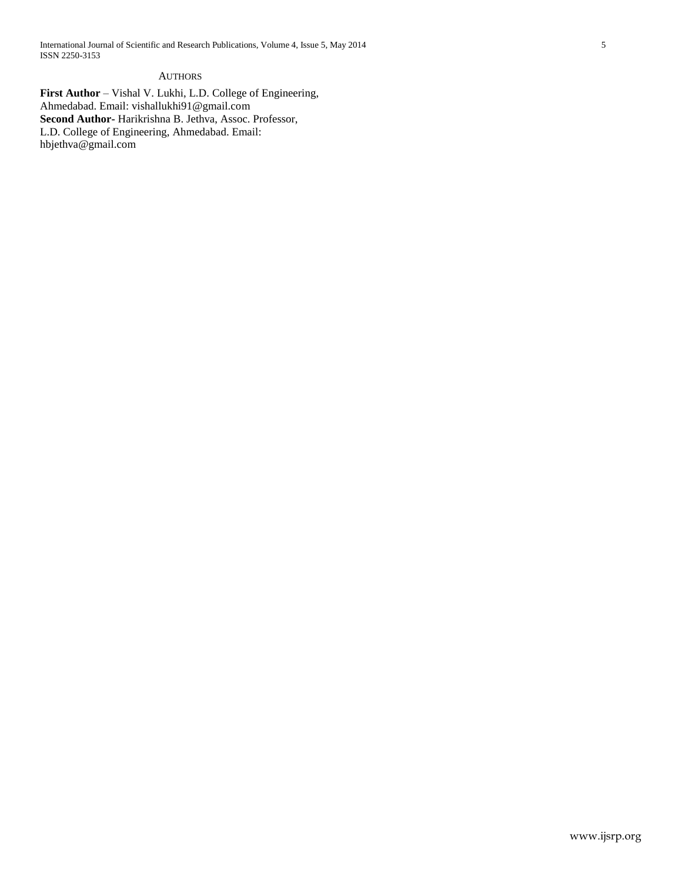## AUTHORS

**First Author** – Vishal V. Lukhi, L.D. College of Engineering, Ahmedabad. Email: vishallukhi91@gmail.com

**Second Author-** Harikrishna B. Jethva, Assoc. Professor, L.D. College of Engineering, Ahmedabad. Email: hbjethva@gmail.com